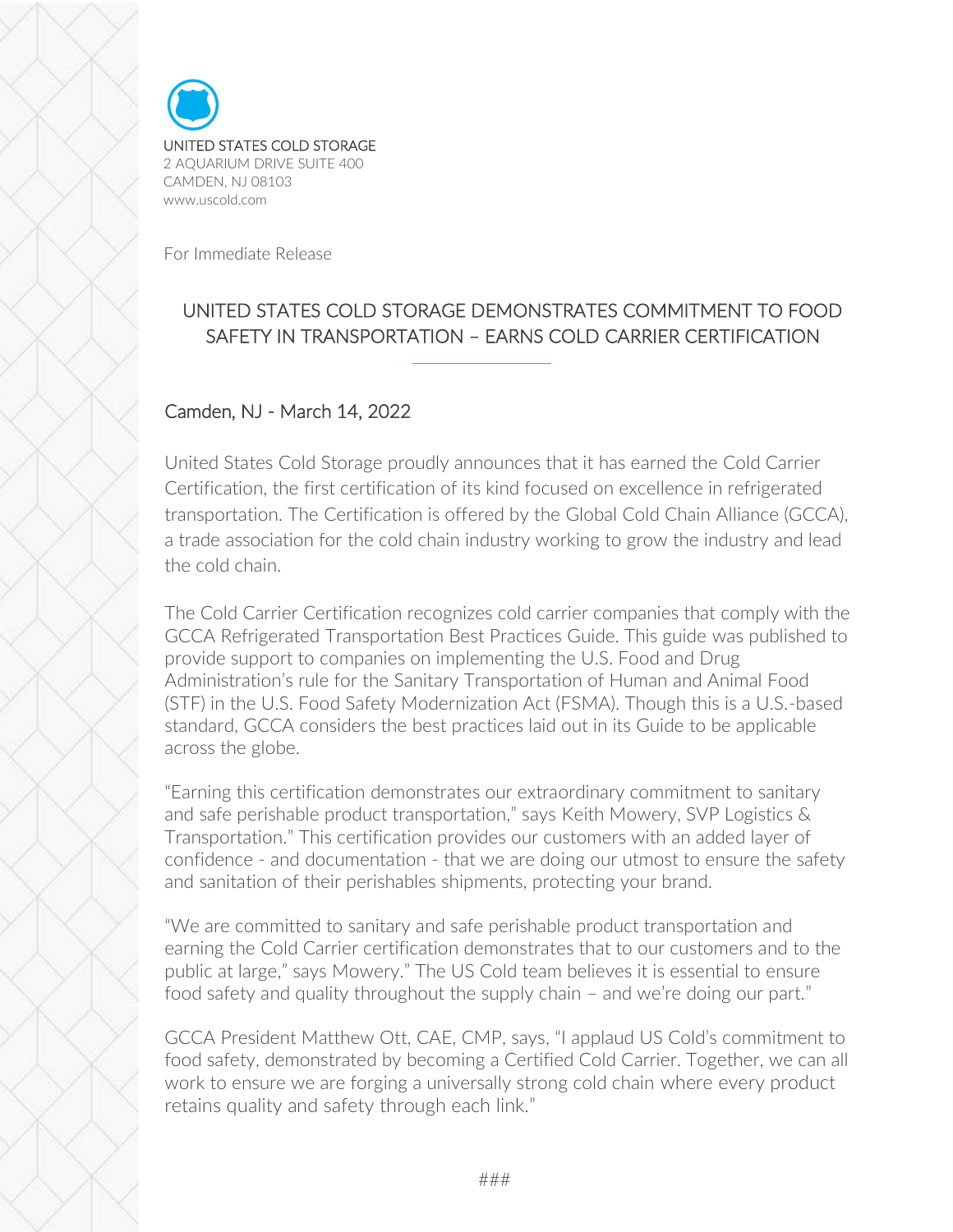UNITED STATES COLD STORAGE
2 AQUARIUM DRIVE SUITE 400
CAMDEN, NJ 08103
www.uscold.com

For Immediate Release

# UNITED STATES COLD STORAGE DEMONSTRATES COMMITMENT TO FOOD SAFETY IN TRANSPORTATION – EARNS COLD CARRIER CERTIFICATION

Camden, NJ - March 14, 2022

United States Cold Storage proudly announces that it has earned the Cold Carrier Certification, the first certification of its kind focused on excellence in refrigerated transportation. The Certification is offered by the Global Cold Chain Alliance (GCCA), a trade association for the cold chain industry working to grow the industry and lead the cold chain.

The Cold Carrier Certification recognizes cold carrier companies that comply with the GCCA Refrigerated Transportation Best Practices Guide. This guide was published to provide support to companies on implementing the U.S. Food and Drug Administration's rule for the Sanitary Transportation of Human and Animal Food (STF) in the U.S. Food Safety Modernization Act (FSMA). Though this is a U.S.-based standard, GCCA considers the best practices laid out in its Guide to be applicable across the globe.

"Earning this certification demonstrates our extraordinary commitment to sanitary and safe perishable product transportation," says Keith Mowery, SVP Logistics & Transportation." This certification provides our customers with an added layer of confidence - and documentation - that we are doing our utmost to ensure the safety and sanitation of their perishables shipments, protecting your brand.

"We are committed to sanitary and safe perishable product transportation and earning the Cold Carrier certification demonstrates that to our customers and to the public at large," says Mowery." The US Cold team believes it is essential to ensure food safety and quality throughout the supply chain – and we're doing our part."

GCCA President Matthew Ott, CAE, CMP, says, "I applaud US Cold's commitment to food safety, demonstrated by becoming a Certified Cold Carrier. Together, we can all work to ensure we are forging a universally strong cold chain where every product retains quality and safety through each link."

###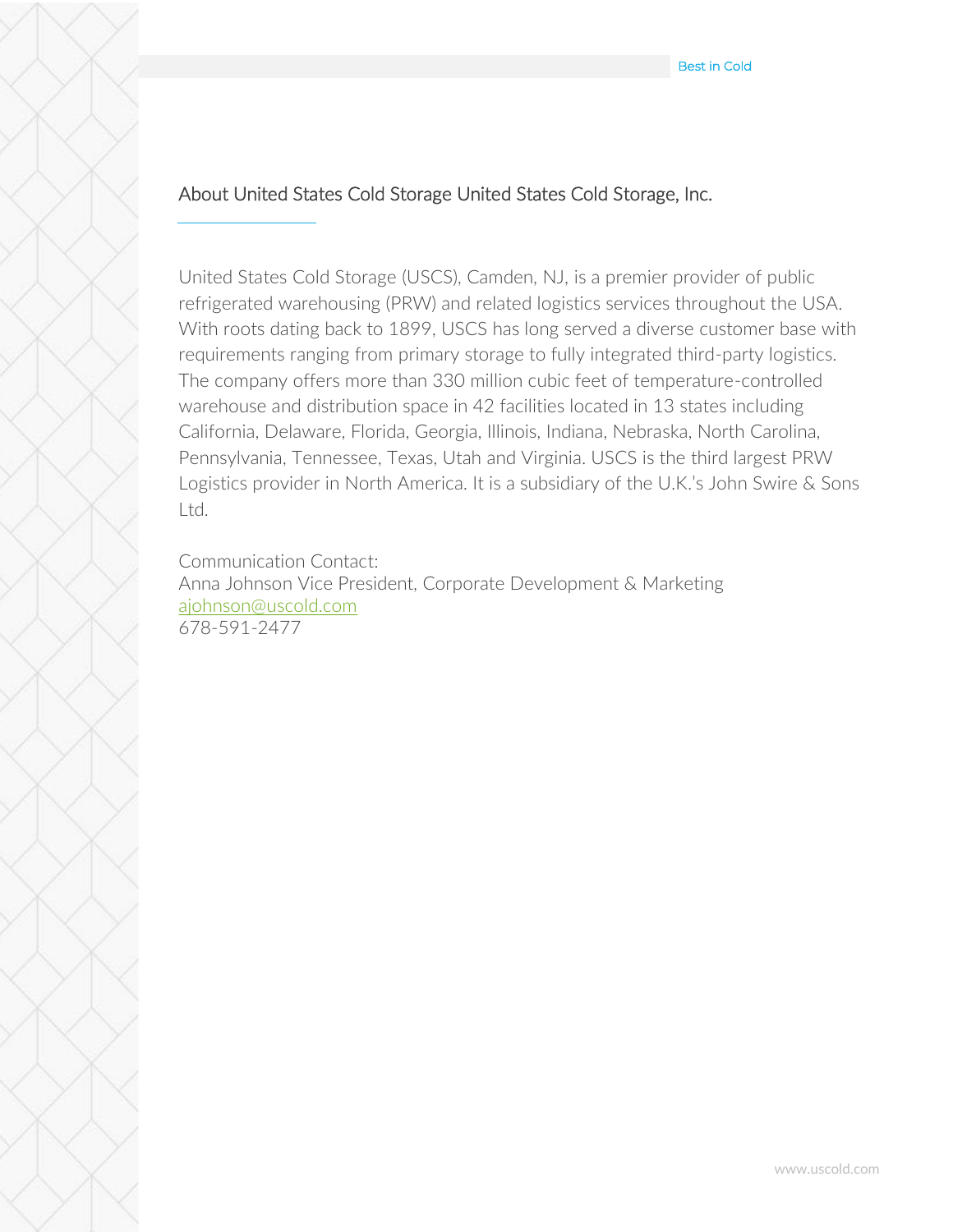## About United States Cold Storage United States Cold Storage, Inc.

United States Cold Storage (USCS), Camden, NJ, is a premier provider of public refrigerated warehousing (PRW) and related logistics services throughout the USA. With roots dating back to 1899, USCS has long served a diverse customer base with requirements ranging from primary storage to fully integrated third-party logistics. The company offers more than 330 million cubic feet of temperature-controlled warehouse and distribution space in 42 facilities located in 13 states including California, Delaware, Florida, Georgia, Illinois, Indiana, Nebraska, North Carolina, Pennsylvania, Tennessee, Texas, Utah and Virginia. USCS is the third largest PRW Logistics provider in North America. It is a subsidiary of the U.K.'s John Swire & Sons Ltd.

Communication Contact:
Anna Johnson Vice President, Corporate Development & Marketing
ajohnson@uscold.com
678-591-2477